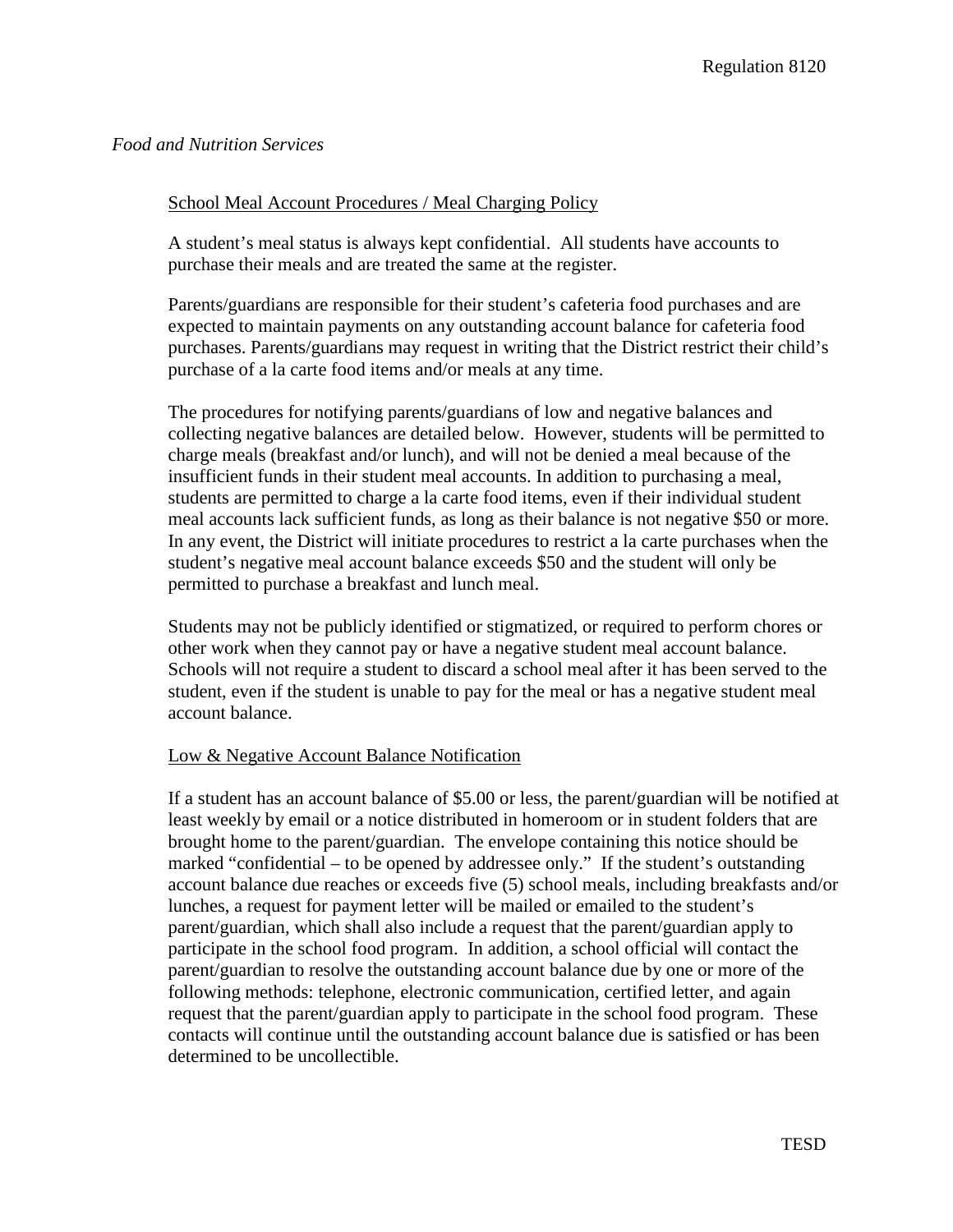*Food and Nutrition Services*

## School Meal Account Procedures / Meal Charging Policy

A student's meal status is always kept confidential. All students have accounts to purchase their meals and are treated the same at the register.

Parents/guardians are responsible for their student's cafeteria food purchases and are expected to maintain payments on any outstanding account balance for cafeteria food purchases. Parents/guardians may request in writing that the District restrict their child's purchase of a la carte food items and/or meals at any time.

The procedures for notifying parents/guardians of low and negative balances and collecting negative balances are detailed below. However, students will be permitted to charge meals (breakfast and/or lunch), and will not be denied a meal because of the insufficient funds in their student meal accounts. In addition to purchasing a meal, students are permitted to charge a la carte food items, even if their individual student meal accounts lack sufficient funds, as long as their balance is not negative $50 or more. In any event, the District will initiate procedures to restrict a la carte purchases when the student's negative meal account balance exceeds $50 and the student will only be permitted to purchase a breakfast and lunch meal.

Students may not be publicly identified or stigmatized, or required to perform chores or other work when they cannot pay or have a negative student meal account balance. Schools will not require a student to discard a school meal after it has been served to the student, even if the student is unable to pay for the meal or has a negative student meal account balance.

## Low & Negative Account Balance Notification

If a student has an account balance of $5.00 or less, the parent/guardian will be notified at least weekly by email or a notice distributed in homeroom or in student folders that are brought home to the parent/guardian. The envelope containing this notice should be marked "confidential – to be opened by addressee only." If the student's outstanding account balance due reaches or exceeds five (5) school meals, including breakfasts and/or lunches, a request for payment letter will be mailed or emailed to the student's parent/guardian, which shall also include a request that the parent/guardian apply to participate in the school food program. In addition, a school official will contact the parent/guardian to resolve the outstanding account balance due by one or more of the following methods: telephone, electronic communication, certified letter, and again request that the parent/guardian apply to participate in the school food program. These contacts will continue until the outstanding account balance due is satisfied or has been determined to be uncollectible.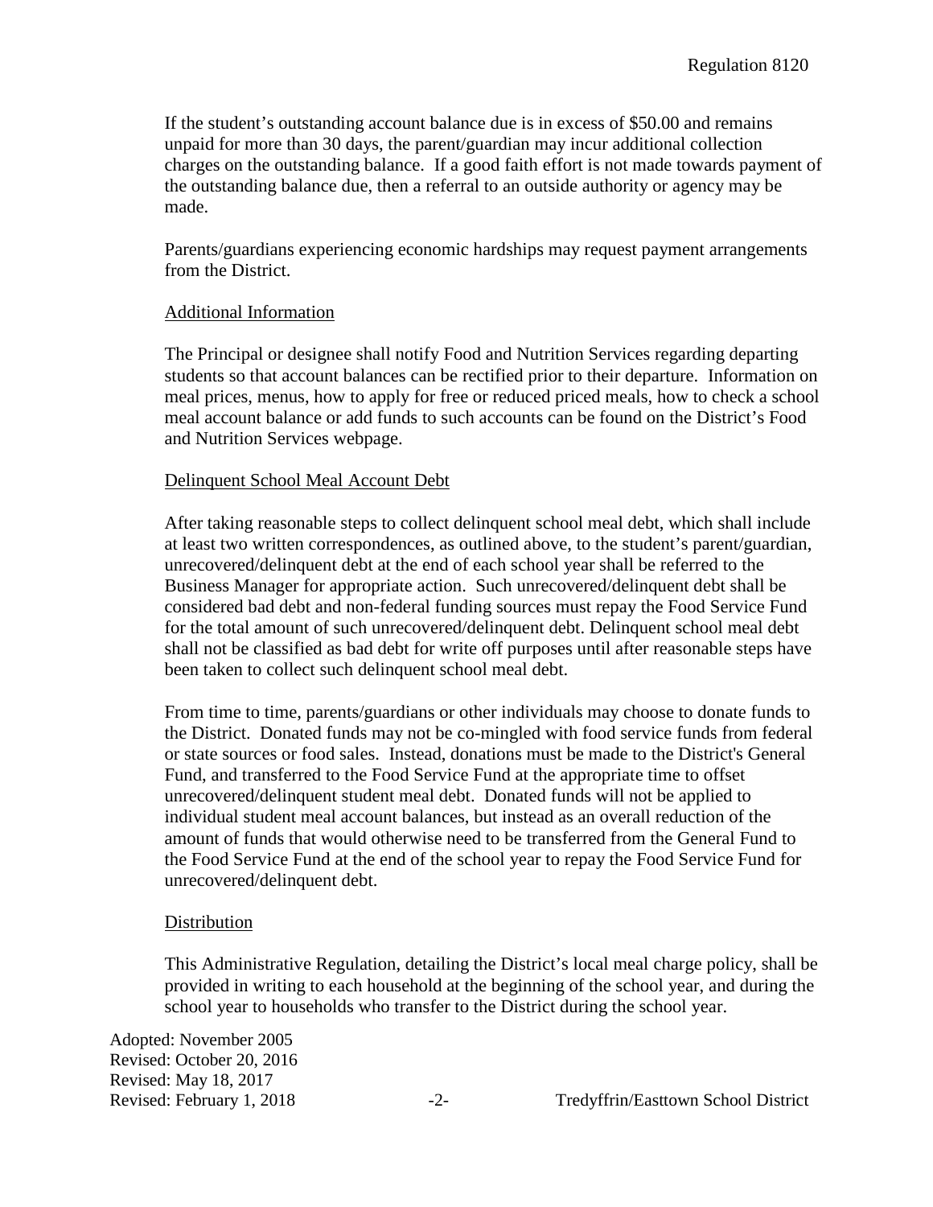If the student's outstanding account balance due is in excess of $50.00 and remains unpaid for more than 30 days, the parent/guardian may incur additional collection charges on the outstanding balance. If a good faith effort is not made towards payment of the outstanding balance due, then a referral to an outside authority or agency may be made.

Parents/guardians experiencing economic hardships may request payment arrangements from the District.

Additional Information

The Principal or designee shall notify Food and Nutrition Services regarding departing students so that account balances can be rectified prior to their departure. Information on meal prices, menus, how to apply for free or reduced priced meals, how to check a school meal account balance or add funds to such accounts can be found on the District's Food and Nutrition Services webpage.

Delinquent School Meal Account Debt

After taking reasonable steps to collect delinquent school meal debt, which shall include at least two written correspondences, as outlined above, to the student's parent/guardian, unrecovered/delinquent debt at the end of each school year shall be referred to the Business Manager for appropriate action. Such unrecovered/delinquent debt shall be considered bad debt and non-federal funding sources must repay the Food Service Fund for the total amount of such unrecovered/delinquent debt. Delinquent school meal debt shall not be classified as bad debt for write off purposes until after reasonable steps have been taken to collect such delinquent school meal debt.

From time to time, parents/guardians or other individuals may choose to donate funds to the District. Donated funds may not be co-mingled with food service funds from federal or state sources or food sales. Instead, donations must be made to the District's General Fund, and transferred to the Food Service Fund at the appropriate time to offset unrecovered/delinquent student meal debt. Donated funds will not be applied to individual student meal account balances, but instead as an overall reduction of the amount of funds that would otherwise need to be transferred from the General Fund to the Food Service Fund at the end of the school year to repay the Food Service Fund for unrecovered/delinquent debt.

Distribution

This Administrative Regulation, detailing the District's local meal charge policy, shall be provided in writing to each household at the beginning of the school year, and during the school year to households who transfer to the District during the school year.

Adopted: November 2005
Revised: October 20, 2016
Revised: May 18, 2017
Revised: February 1, 2018